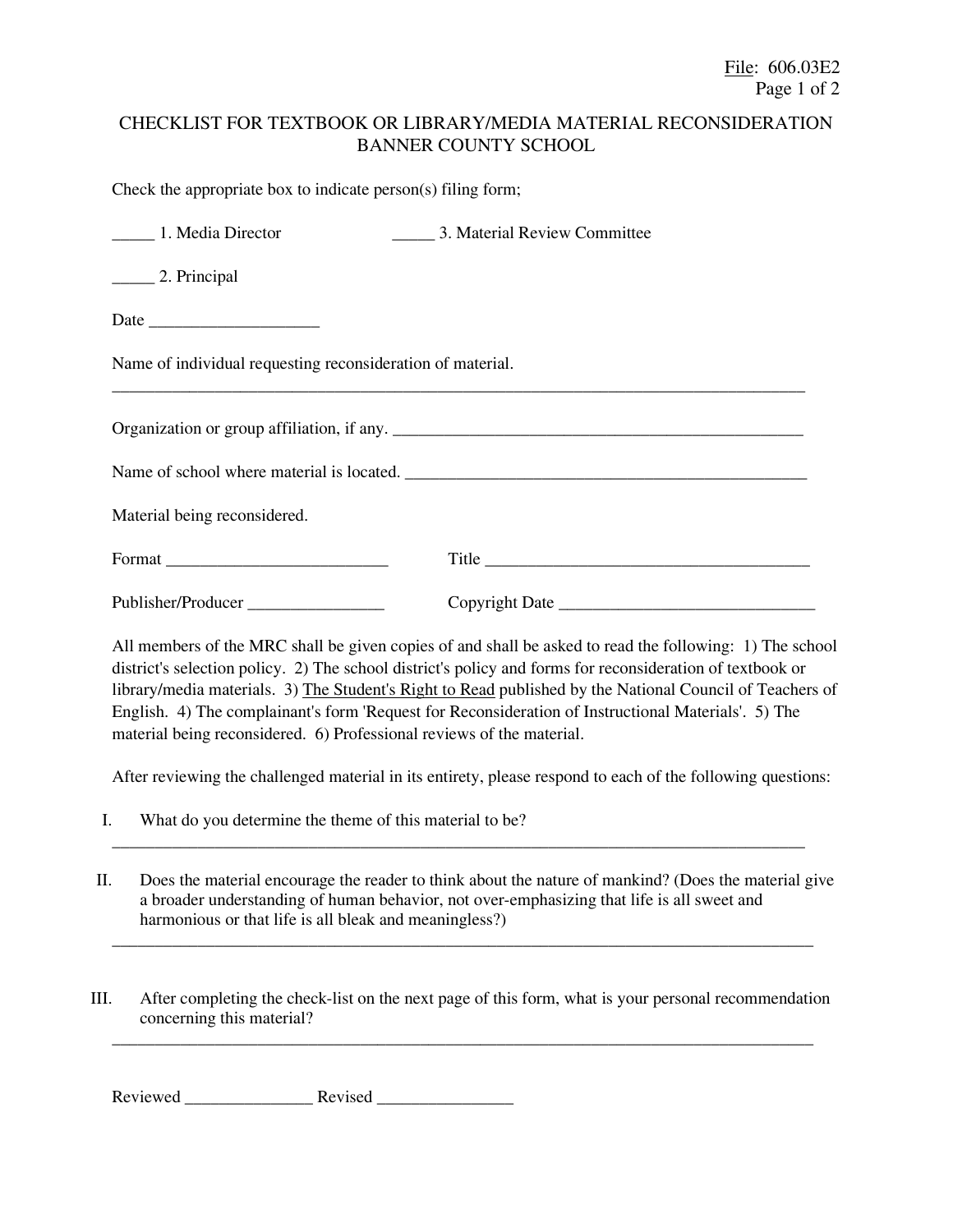File: 606.03E2

# CHECKLIST FOR TEXTBOOK OR LIBRARY/MEDIA MATERIAL RECONSIDERATION
## BANNER COUNTY SCHOOL

Check the appropriate box to indicate person(s) filing form;

_____ 1. Media Director

_____ 2. Principal

_____ 3. Material Review Committee

Date ____________________

Name of individual requesting reconsideration of material.

______________________________________________________________________________

Organization or group affiliation, if any. ________________________________________________

Name of school where material is located. _______________________________________________

Material being reconsidered.

Format __________________________ Title ________________________________________

Publisher/Producer ________________ Copyright Date _______________________________

All members of the MRC shall be given copies of and shall be asked to read the following: 1) The school district's selection policy. 2) The school district's policy and forms for reconsideration of textbook or library/media materials. 3) The Student's Right to Read published by the National Council of Teachers of English. 4) The complainant's form 'Request for Reconsideration of Instructional Materials'. 5) The material being reconsidered. 6) Professional reviews of the material.

After reviewing the challenged material in its entirety, please respond to each of the following questions:

I. What do you determine the theme of this material to be?

______________________________________________________________________________

II. Does the material encourage the reader to think about the nature of mankind? (Does the material give a broader understanding of human behavior, not over-emphasizing that life is all sweet and harmonious or that life is all bleak and meaningless?)

______________________________________________________________________________

III. After completing the check-list on the next page of this form, what is your personal recommendation concerning this material?

______________________________________________________________________________

Reviewed _______________ Revised ________________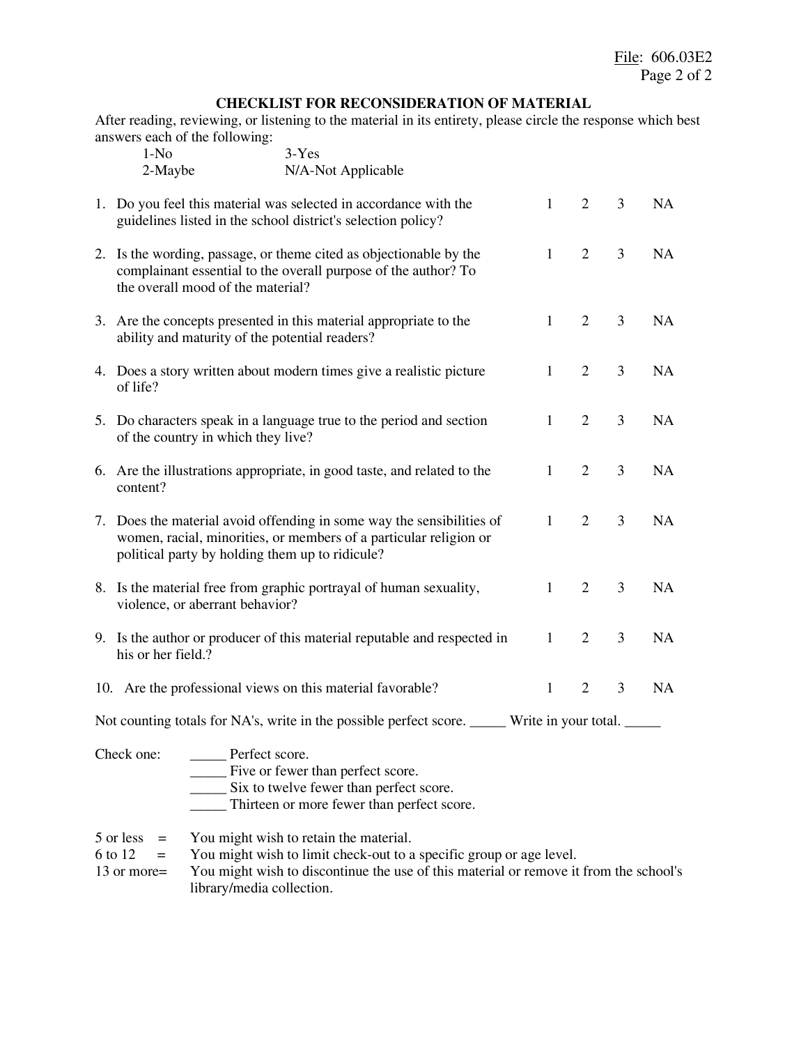File: 606.03E2

## CHECKLIST FOR RECONSIDERATION OF MATERIAL

After reading, reviewing, or listening to the material in its entirety, please circle the response which best answers each of the following:

1-No 3-Yes
2-Maybe N/A-Not Applicable

| | | | | | |
|---|---|---|---|---|---|
| 1. | Do you feel this material was selected in accordance with the guidelines listed in the school district's selection policy? | 1 | 2 | 3 | NA |
| 2. | Is the wording, passage, or theme cited as objectionable by the complainant essential to the overall purpose of the author? To the overall mood of the material? | 1 | 2 | 3 | NA |
| 3. | Are the concepts presented in this material appropriate to the ability and maturity of the potential readers? | 1 | 2 | 3 | NA |
| 4. | Does a story written about modern times give a realistic picture of life? | 1 | 2 | 3 | NA |
| 5. | Do characters speak in a language true to the period and section of the country in which they live? | 1 | 2 | 3 | NA |
| 6. | Are the illustrations appropriate, in good taste, and related to the content? | 1 | 2 | 3 | NA |
| 7. | Does the material avoid offending in some way the sensibilities of women, racial, minorities, or members of a particular religion or political party by holding them up to ridicule? | 1 | 2 | 3 | NA |
| 8. | Is the material free from graphic portrayal of human sexuality, violence, or aberrant behavior? | 1 | 2 | 3 | NA |
| 9. | Is the author or producer of this material reputable and respected in his or her field.? | 1 | 2 | 3 | NA |
| 10. | Are the professional views on this material favorable? | 1 | 2 | 3 | NA |

Not counting totals for NA's, write in the possible perfect score. _____ Write in your total. _____

Check one:

_____ Perfect score.
_____ Five or fewer than perfect score.
_____ Six to twelve fewer than perfect score.
_____ Thirteen or more fewer than perfect score.

5 or less = You might wish to retain the material.
6 to 12 = You might wish to limit check-out to a specific group or age level.
13 or more= You might wish to discontinue the use of this material or remove it from the school's library/media collection.